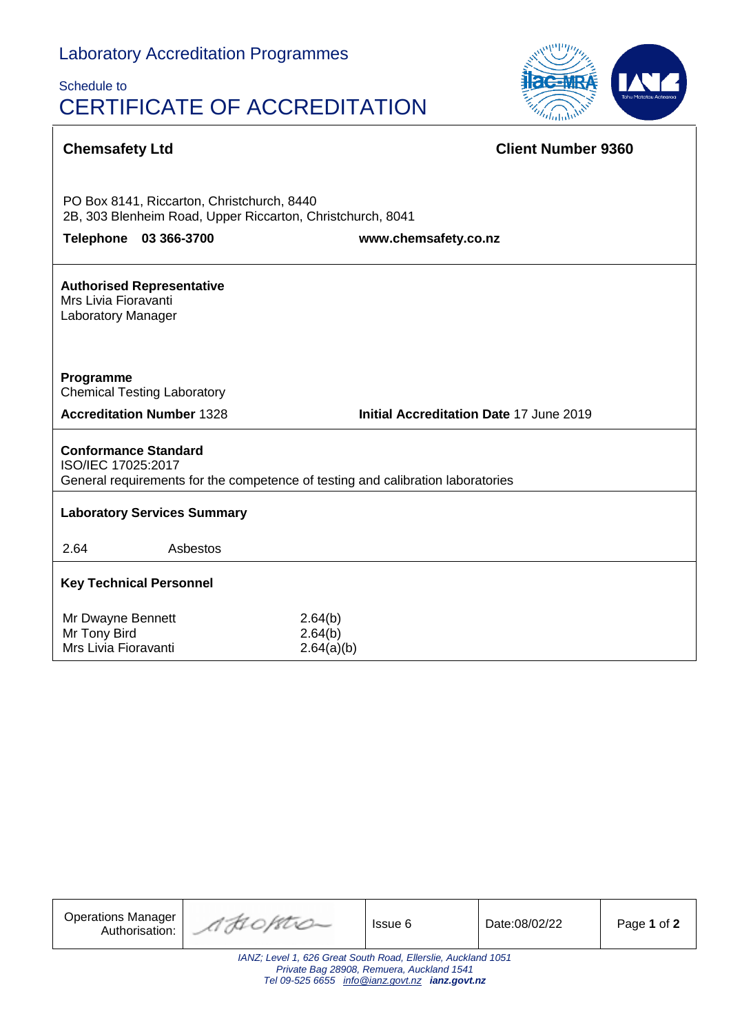Laboratory Accreditation Programmes

Schedule to

# CERTIFICATE OF ACCREDITATION

**Chemsafety Ltd** **Client Number 9360**

PO Box 8141, Riccarton, Christchurch, 8440
2B, 303 Blenheim Road, Upper Riccarton, Christchurch, 8041

**Telephone 03 366-3700** **www.chemsafety.co.nz**

**Authorised Representative**
Mrs Livia Fioravanti
Laboratory Manager

**Programme**
Chemical Testing Laboratory

**Accreditation Number** 1328 **Initial Accreditation Date** 17 June 2019

**Conformance Standard**
ISO/IEC 17025:2017
General requirements for the competence of testing and calibration laboratories

**Laboratory Services Summary**

| | |
|---|---|
| 2.64 | Asbestos |

**Key Technical Personnel**

| | |
|---|---|
| Mr Dwayne Bennett | 2.64(b) |
| Mr Tony Bird | 2.64(b) |
| Mrs Livia Fioravanti | 2.64(a)(b) |

| Operations Manager Authorisation: | | Issue 6 | Date:08/02/22 |
|---|---|---|---|

*IANZ; Level 1, 626 Great South Road, Ellerslie, Auckland 1051*
*Private Bag 28908, Remuera, Auckland 1541*
*Tel 09-525 6655 info@ianz.govt.nz* ***ianz.govt.nz***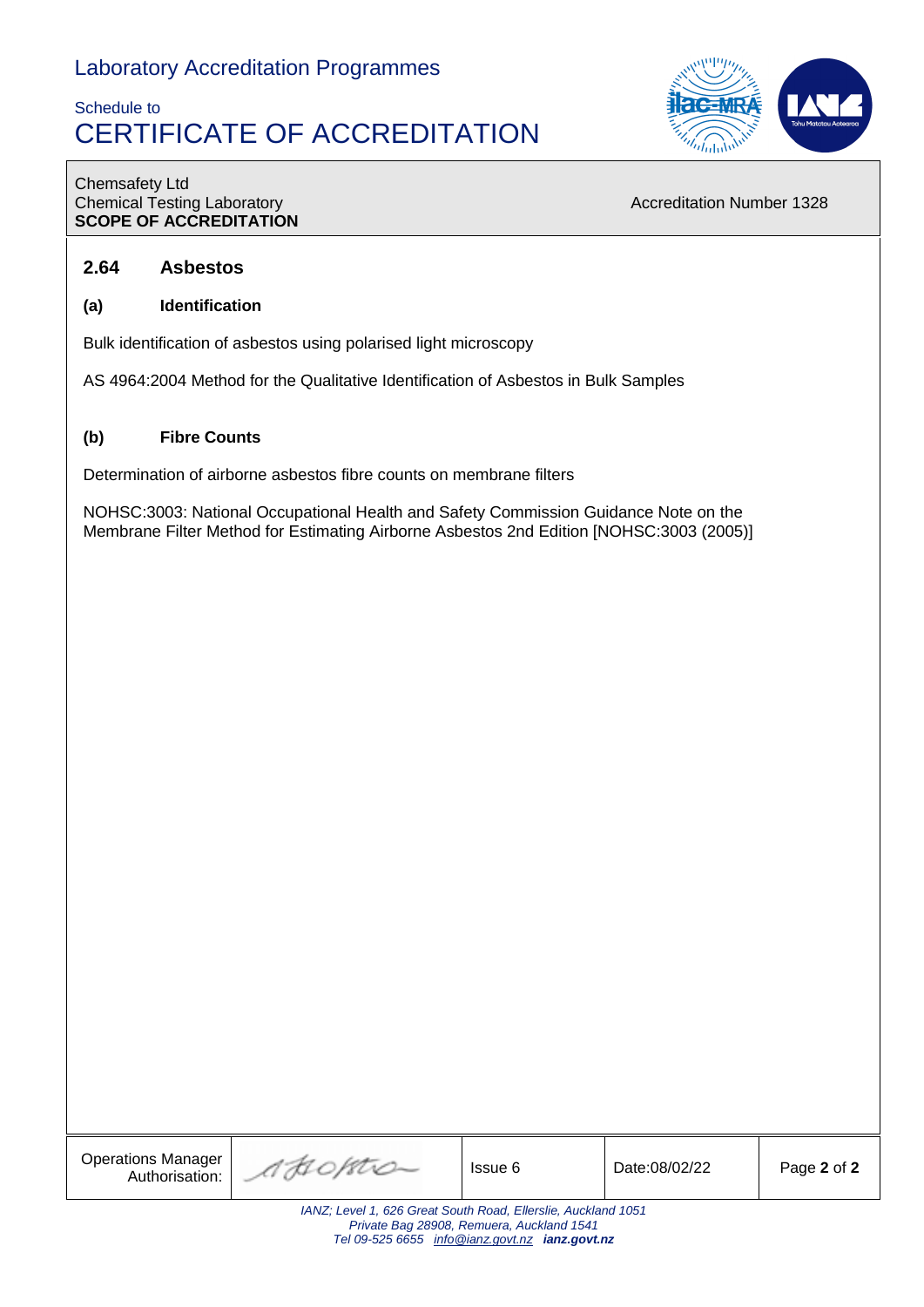## 2.64 Asbestos

### (a) Identification

Bulk identification of asbestos using polarised light microscopy

AS 4964:2004 Method for the Qualitative Identification of Asbestos in Bulk Samples

### (b) Fibre Counts

Determination of airborne asbestos fibre counts on membrane filters

NOHSC:3003: National Occupational Health and Safety Commission Guidance Note on the Membrane Filter Method for Estimating Airborne Asbestos 2nd Edition [NOHSC:3003 (2005)]